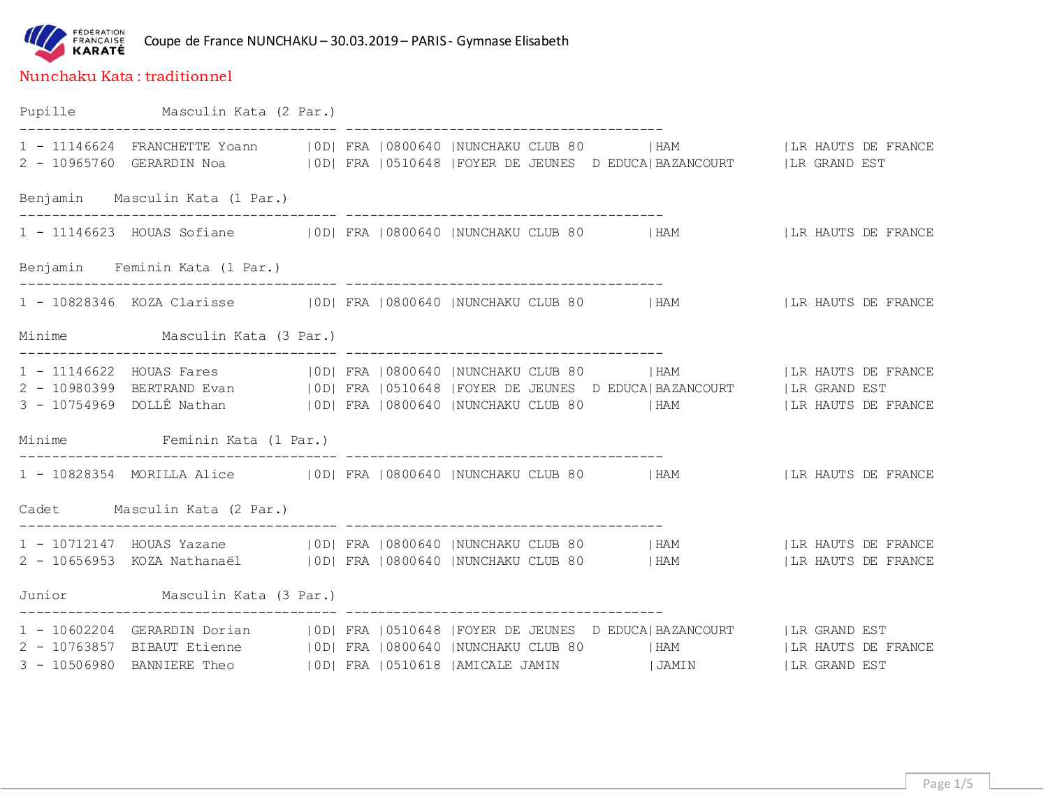Coupe de France NUNCHAKU – 30.03.2019 – PARIS - Gymnase Elisabeth

## Nunchaku Kata : traditionnel

### Pupille — Masculin Kata (2 Par.)

```
1 - 11146624  FRANCHETTE Yoann      |0D| FRA |0800640 |NUNCHAKU CLUB 80       |HAM              |LR HAUTS DE FRANCE
2 - 10965760  GERARDIN Noa          |0D| FRA |0510648 |FOYER DE JEUNES  D EDUCA|BAZANCOURT      |LR GRAND EST
```

### Benjamin — Masculin Kata (1 Par.)

```
1 - 11146623  HOUAS Sofiane         |0D| FRA |0800640 |NUNCHAKU CLUB 80       |HAM              |LR HAUTS DE FRANCE
```

### Benjamin — Feminin Kata (1 Par.)

```
1 - 10828346  KOZA Clarisse         |0D| FRA |0800640 |NUNCHAKU CLUB 80       |HAM              |LR HAUTS DE FRANCE
```

### Minime — Masculin Kata (3 Par.)

```
1 - 11146622  HOUAS Fares           |0D| FRA |0800640 |NUNCHAKU CLUB 80       |HAM              |LR HAUTS DE FRANCE
2 - 10980399  BERTRAND Evan         |0D| FRA |0510648 |FOYER DE JEUNES  D EDUCA|BAZANCOURT      |LR GRAND EST
3 - 10754969  DOLLÉ Nathan          |0D| FRA |0800640 |NUNCHAKU CLUB 80       |HAM              |LR HAUTS DE FRANCE
```

### Minime — Feminin Kata (1 Par.)

```
1 - 10828354  MORILLA Alice         |0D| FRA |0800640 |NUNCHAKU CLUB 80       |HAM              |LR HAUTS DE FRANCE
```

### Cadet — Masculin Kata (2 Par.)

```
1 - 10712147  HOUAS Yazane          |0D| FRA |0800640 |NUNCHAKU CLUB 80       |HAM              |LR HAUTS DE FRANCE
2 - 10656953  KOZA Nathanaël        |0D| FRA |0800640 |NUNCHAKU CLUB 80       |HAM              |LR HAUTS DE FRANCE
```

### Junior — Masculin Kata (3 Par.)

```
1 - 10602204  GERARDIN Dorian       |0D| FRA |0510648 |FOYER DE JEUNES  D EDUCA|BAZANCOURT      |LR GRAND EST
2 - 10763857  BIBAUT Etienne        |0D| FRA |0800640 |NUNCHAKU CLUB 80       |HAM              |LR HAUTS DE FRANCE
3 - 10506980  BANNIERE Theo         |0D| FRA |0510618 |AMICALE JAMIN          |JAMIN            |LR GRAND EST
```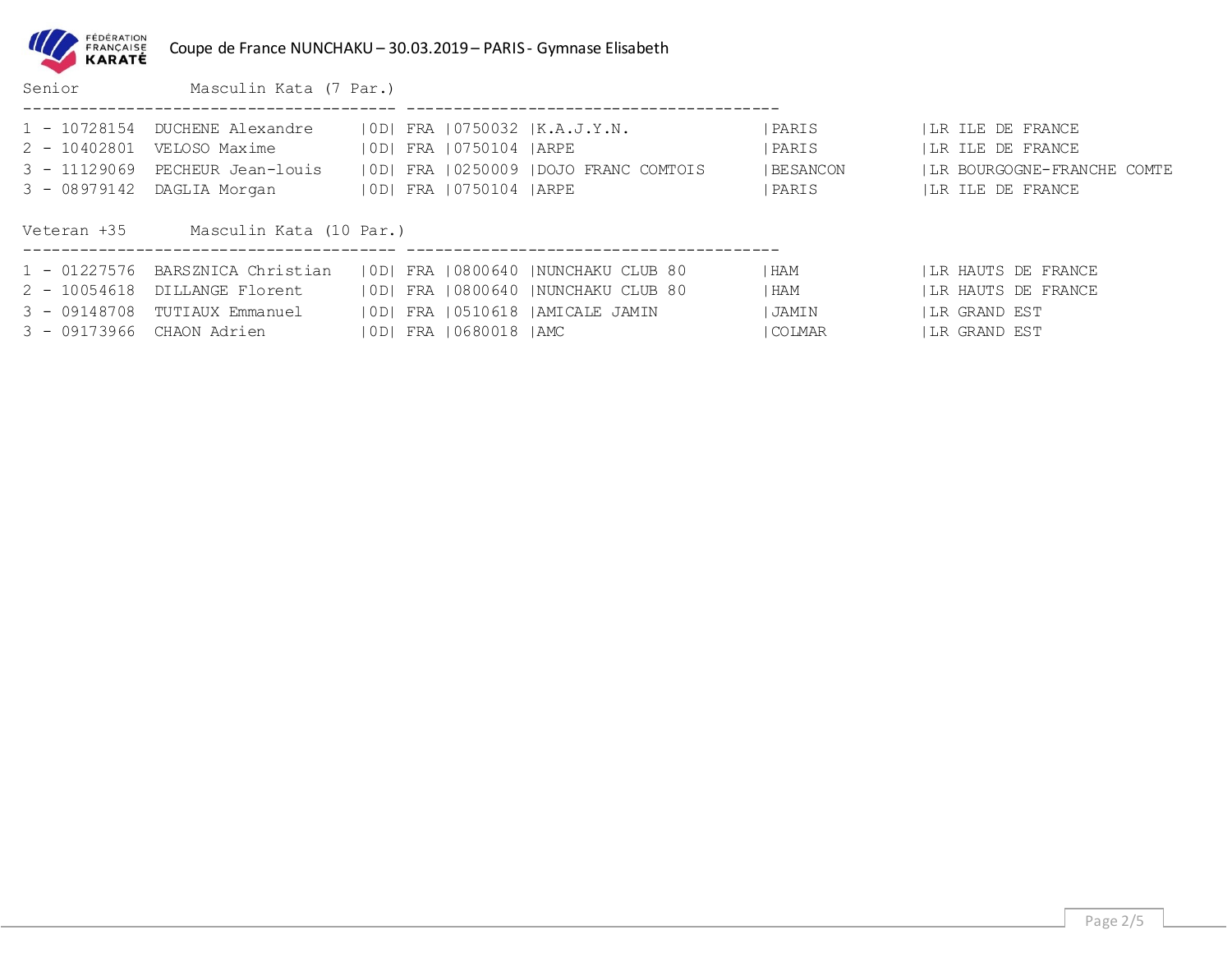Coupe de France NUNCHAKU – 30.03.2019 – PARIS - Gymnase Elisabeth

Senior Masculin Kata (7 Par.)

| Rang | N° | Nom | | Pays | Code | Club | Ville | Ligue |
|---|---|---|---|---|---|---|---|---|
| 1 | 10728154 | DUCHENE Alexandre | 0D | FRA | 0750032 | K.A.J.Y.N. | PARIS | LR ILE DE FRANCE |
| 2 | 10402801 | VELOSO Maxime | 0D | FRA | 0750104 | ARPE | PARIS | LR ILE DE FRANCE |
| 3 | 11129069 | PECHEUR Jean-louis | 0D | FRA | 0250009 | DOJO FRANC COMTOIS | BESANCON | LR BOURGOGNE-FRANCHE COMTE |
| 3 | 08979142 | DAGLIA Morgan | 0D | FRA | 0750104 | ARPE | PARIS | LR ILE DE FRANCE |

Veteran +35 Masculin Kata (10 Par.)

| Rang | N° | Nom | | Pays | Code | Club | Ville | Ligue |
|---|---|---|---|---|---|---|---|---|
| 1 | 01227576 | BARSZNICA Christian | 0D | FRA | 0800640 | NUNCHAKU CLUB 80 | HAM | LR HAUTS DE FRANCE |
| 2 | 10054618 | DILLANGE Florent | 0D | FRA | 0800640 | NUNCHAKU CLUB 80 | HAM | LR HAUTS DE FRANCE |
| 3 | 09148708 | TUTIAUX Emmanuel | 0D | FRA | 0510618 | AMICALE JAMIN | JAMIN | LR GRAND EST |
| 3 | 09173966 | CHAON Adrien | 0D | FRA | 0680018 | AMC | COLMAR | LR GRAND EST |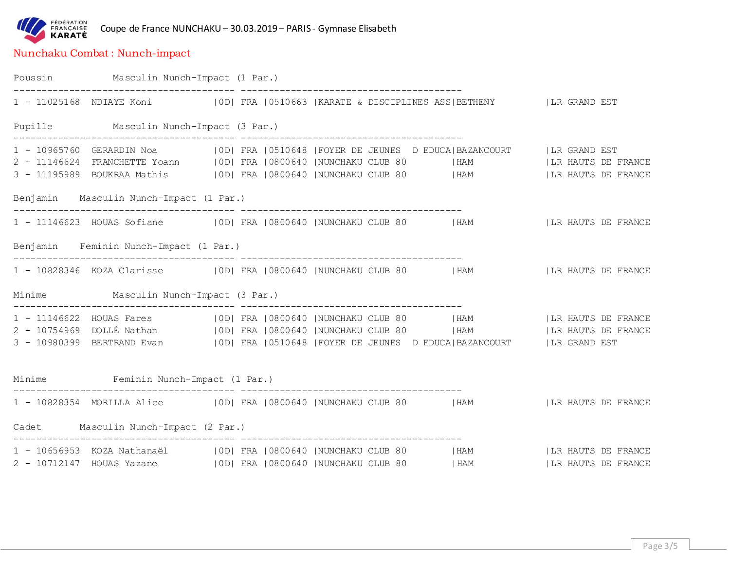Coupe de France NUNCHAKU – 30.03.2019 – PARIS - Gymnase Elisabeth

## Nunchaku Combat : Nunch-impact

```
Poussin           Masculin Nunch-Impact (1 Par.)
--------------------------------------- ---------------------------------------
1 - 11025168  NDIAYE Koni          |0D| FRA |0510663 |KARATE & DISCIPLINES ASS|BETHENY          |LR GRAND EST

Pupille           Masculin Nunch-Impact (3 Par.)
--------------------------------------- ---------------------------------------
1 - 10965760  GERARDIN Noa         |0D| FRA |0510648 |FOYER DE JEUNES  D EDUCA|BAZANCOURT       |LR GRAND EST
2 - 11146624  FRANCHETTE Yoann     |0D| FRA |0800640 |NUNCHAKU CLUB 80        |HAM              |LR HAUTS DE FRANCE
3 - 11195989  BOUKRAA Mathis       |0D| FRA |0800640 |NUNCHAKU CLUB 80        |HAM              |LR HAUTS DE FRANCE

Benjamin    Masculin Nunch-Impact (1 Par.)
--------------------------------------- ---------------------------------------
1 - 11146623  HOUAS Sofiane        |0D| FRA |0800640 |NUNCHAKU CLUB 80        |HAM              |LR HAUTS DE FRANCE

Benjamin    Feminin Nunch-Impact (1 Par.)
--------------------------------------- ---------------------------------------
1 - 10828346  KOZA Clarisse        |0D| FRA |0800640 |NUNCHAKU CLUB 80        |HAM              |LR HAUTS DE FRANCE

Minime            Masculin Nunch-Impact (3 Par.)
--------------------------------------- ---------------------------------------
1 - 11146622  HOUAS Fares          |0D| FRA |0800640 |NUNCHAKU CLUB 80        |HAM              |LR HAUTS DE FRANCE
2 - 10754969  DOLLÉ Nathan         |0D| FRA |0800640 |NUNCHAKU CLUB 80        |HAM              |LR HAUTS DE FRANCE
3 - 10980399  BERTRAND Evan        |0D| FRA |0510648 |FOYER DE JEUNES  D EDUCA|BAZANCOURT       |LR GRAND EST

Minime            Feminin Nunch-Impact (1 Par.)
--------------------------------------- ---------------------------------------
1 - 10828354  MORILLA Alice        |0D| FRA |0800640 |NUNCHAKU CLUB 80        |HAM              |LR HAUTS DE FRANCE

Cadet       Masculin Nunch-Impact (2 Par.)
--------------------------------------- ---------------------------------------
1 - 10656953  KOZA Nathanaël       |0D| FRA |0800640 |NUNCHAKU CLUB 80        |HAM              |LR HAUTS DE FRANCE
2 - 10712147  HOUAS Yazane         |0D| FRA |0800640 |NUNCHAKU CLUB 80        |HAM              |LR HAUTS DE FRANCE
```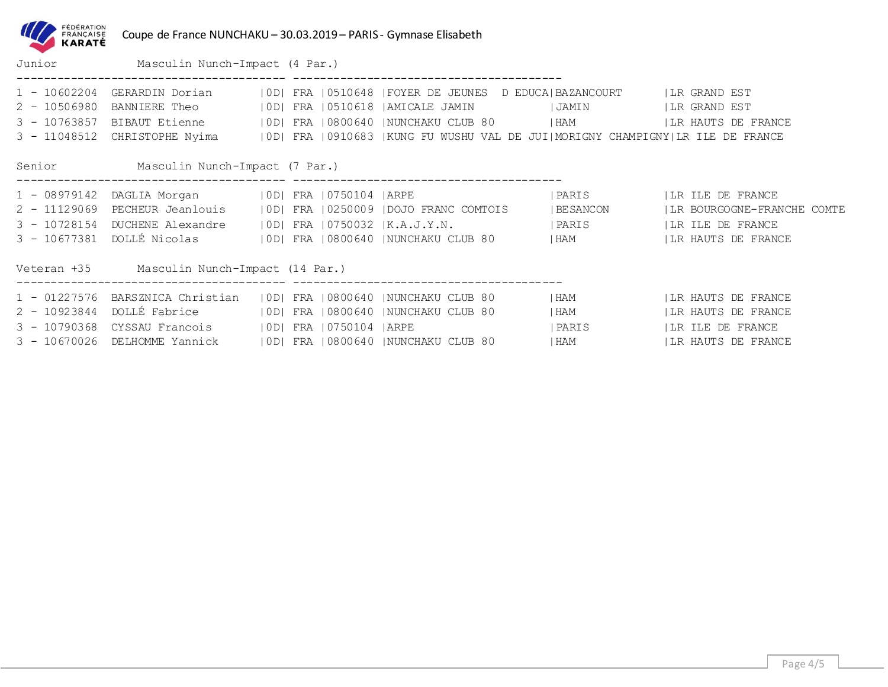Coupe de France NUNCHAKU – 30.03.2019 – PARIS - Gymnase Elisabeth

## Junior — Masculin Nunch-Impact (4 Par.)

| Rang | Licence | Nom | | | | Club | Ville | Ligue |
|---|---|---|---|---|---|---|---|---|
| 1 | 10602204 | GERARDIN Dorian | 0D | FRA | 0510648 | FOYER DE JEUNES D EDUCA | BAZANCOURT | LR GRAND EST |
| 2 | 10506980 | BANNIERE Theo | 0D | FRA | 0510618 | AMICALE JAMIN | JAMIN | LR GRAND EST |
| 3 | 10763857 | BIBAUT Etienne | 0D | FRA | 0800640 | NUNCHAKU CLUB 80 | HAM | LR HAUTS DE FRANCE |
| 3 | 11048512 | CHRISTOPHE Nyima | 0D | FRA | 0910683 | KUNG FU WUSHU VAL DE JUI | MORIGNY CHAMPIGNY | LR ILE DE FRANCE |

## Senior — Masculin Nunch-Impact (7 Par.)

| Rang | Licence | Nom | | | | Club | Ville | Ligue |
|---|---|---|---|---|---|---|---|---|
| 1 | 08979142 | DAGLIA Morgan | 0D | FRA | 0750104 | ARPE | PARIS | LR ILE DE FRANCE |
| 2 | 11129069 | PECHEUR Jeanlouis | 0D | FRA | 0250009 | DOJO FRANC COMTOIS | BESANCON | LR BOURGOGNE-FRANCHE COMTE |
| 3 | 10728154 | DUCHENE Alexandre | 0D | FRA | 0750032 | K.A.J.Y.N. | PARIS | LR ILE DE FRANCE |
| 3 | 10677381 | DOLLÉ Nicolas | 0D | FRA | 0800640 | NUNCHAKU CLUB 80 | HAM | LR HAUTS DE FRANCE |

## Veteran +35 — Masculin Nunch-Impact (14 Par.)

| Rang | Licence | Nom | | | | Club | Ville | Ligue |
|---|---|---|---|---|---|---|---|---|
| 1 | 01227576 | BARSZNICA Christian | 0D | FRA | 0800640 | NUNCHAKU CLUB 80 | HAM | LR HAUTS DE FRANCE |
| 2 | 10923844 | DOLLÉ Fabrice | 0D | FRA | 0800640 | NUNCHAKU CLUB 80 | HAM | LR HAUTS DE FRANCE |
| 3 | 10790368 | CYSSAU Francois | 0D | FRA | 0750104 | ARPE | PARIS | LR ILE DE FRANCE |
| 3 | 10670026 | DELHOMME Yannick | 0D | FRA | 0800640 | NUNCHAKU CLUB 80 | HAM | LR HAUTS DE FRANCE |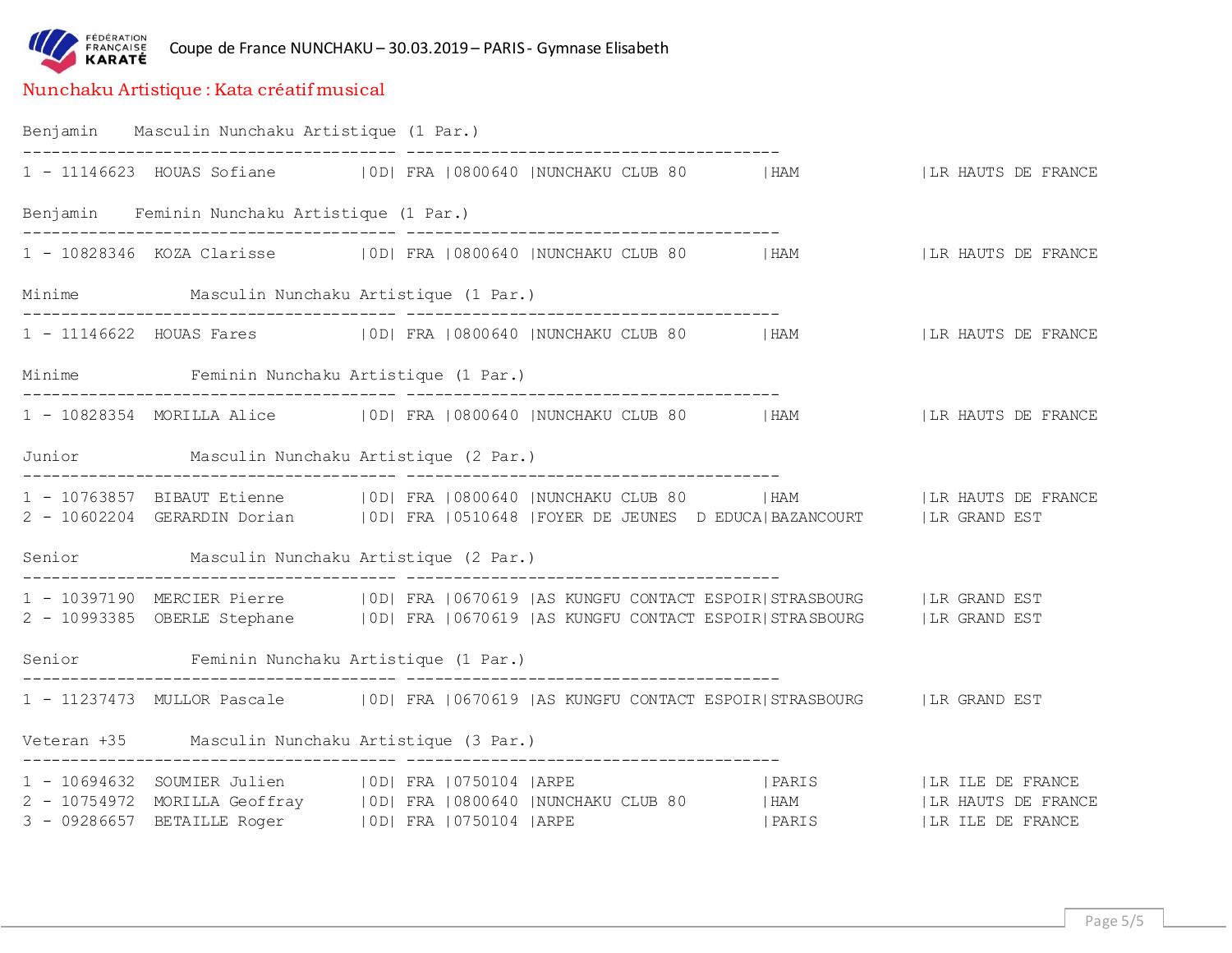Coupe de France NUNCHAKU – 30.03.2019 – PARIS - Gymnase Elisabeth

## Nunchaku Artistique : Kata créatif musical

```
Benjamin    Masculin Nunchaku Artistique (1 Par.)
--------------------------------------- ---------------------------------------
1 - 11146623  HOUAS Sofiane        |0D| FRA |0800640 |NUNCHAKU CLUB 80       |HAM              |LR HAUTS DE FRANCE

Benjamin    Feminin Nunchaku Artistique (1 Par.)
--------------------------------------- ---------------------------------------
1 - 10828346  KOZA Clarisse        |0D| FRA |0800640 |NUNCHAKU CLUB 80       |HAM              |LR HAUTS DE FRANCE

Minime           Masculin Nunchaku Artistique (1 Par.)
--------------------------------------- ---------------------------------------
1 - 11146622  HOUAS Fares          |0D| FRA |0800640 |NUNCHAKU CLUB 80       |HAM              |LR HAUTS DE FRANCE

Minime           Feminin Nunchaku Artistique (1 Par.)
--------------------------------------- ---------------------------------------
1 - 10828354  MORILLA Alice        |0D| FRA |0800640 |NUNCHAKU CLUB 80       |HAM              |LR HAUTS DE FRANCE

Junior           Masculin Nunchaku Artistique (2 Par.)
--------------------------------------- ---------------------------------------
1 - 10763857  BIBAUT Etienne       |0D| FRA |0800640 |NUNCHAKU CLUB 80       |HAM              |LR HAUTS DE FRANCE
2 - 10602204  GERARDIN Dorian      |0D| FRA |0510648 |FOYER DE JEUNES  D EDUCA|BAZANCOURT      |LR GRAND EST

Senior           Masculin Nunchaku Artistique (2 Par.)
--------------------------------------- ---------------------------------------
1 - 10397190  MERCIER Pierre       |0D| FRA |0670619 |AS KUNGFU CONTACT ESPOIR|STRASBOURG      |LR GRAND EST
2 - 10993385  OBERLE Stephane      |0D| FRA |0670619 |AS KUNGFU CONTACT ESPOIR|STRASBOURG      |LR GRAND EST

Senior           Feminin Nunchaku Artistique (1 Par.)
--------------------------------------- ---------------------------------------
1 - 11237473  MULLOR Pascale       |0D| FRA |0670619 |AS KUNGFU CONTACT ESPOIR|STRASBOURG      |LR GRAND EST

Veteran +35      Masculin Nunchaku Artistique (3 Par.)
--------------------------------------- ---------------------------------------
1 - 10694632  SOUMIER Julien       |0D| FRA |0750104 |ARPE                   |PARIS            |LR ILE DE FRANCE
2 - 10754972  MORILLA Geoffray     |0D| FRA |0800640 |NUNCHAKU CLUB 80       |HAM              |LR HAUTS DE FRANCE
3 - 09286657  BETAILLE Roger       |0D| FRA |0750104 |ARPE                   |PARIS            |LR ILE DE FRANCE
```